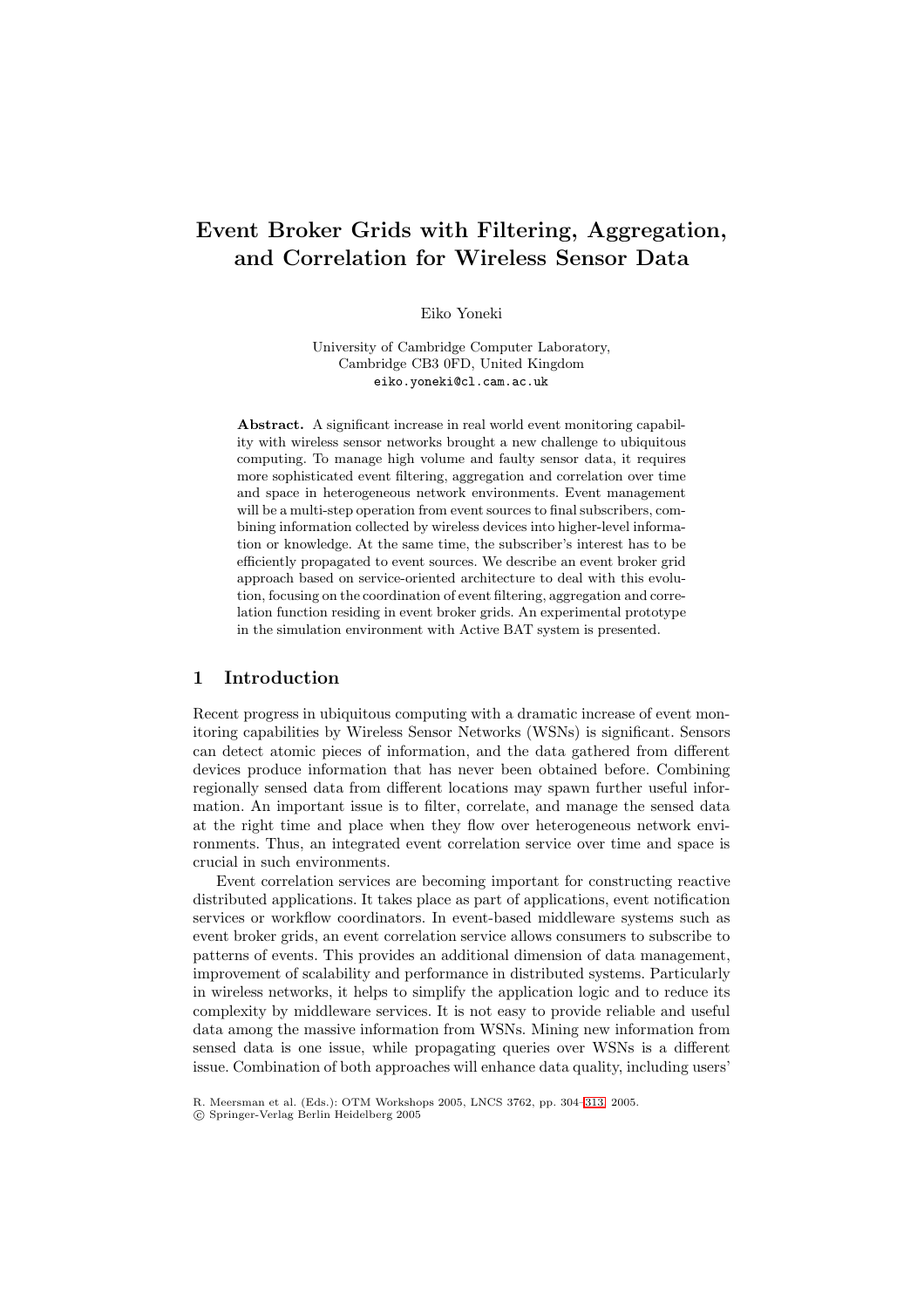# Event Broker Grids with Filtering, Aggregation, and Correlation for Wireless Sensor Data

Eiko Yoneki

University of Cambridge Computer Laboratory,
Cambridge CB3 0FD, United Kingdom
eiko.yoneki@cl.cam.ac.uk

**Abstract.** A significant increase in real world event monitoring capability with wireless sensor networks brought a new challenge to ubiquitous computing. To manage high volume and faulty sensor data, it requires more sophisticated event filtering, aggregation and correlation over time and space in heterogeneous network environments. Event management will be a multi-step operation from event sources to final subscribers, combining information collected by wireless devices into higher-level information or knowledge. At the same time, the subscriber's interest has to be efficiently propagated to event sources. We describe an event broker grid approach based on service-oriented architecture to deal with this evolution, focusing on the coordination of event filtering, aggregation and correlation function residing in event broker grids. An experimental prototype in the simulation environment with Active BAT system is presented.

## 1 Introduction

Recent progress in ubiquitous computing with a dramatic increase of event monitoring capabilities by Wireless Sensor Networks (WSNs) is significant. Sensors can detect atomic pieces of information, and the data gathered from different devices produce information that has never been obtained before. Combining regionally sensed data from different locations may spawn further useful information. An important issue is to filter, correlate, and manage the sensed data at the right time and place when they flow over heterogeneous network environments. Thus, an integrated event correlation service over time and space is crucial in such environments.

Event correlation services are becoming important for constructing reactive distributed applications. It takes place as part of applications, event notification services or workflow coordinators. In event-based middleware systems such as event broker grids, an event correlation service allows consumers to subscribe to patterns of events. This provides an additional dimension of data management, improvement of scalability and performance in distributed systems. Particularly in wireless networks, it helps to simplify the application logic and to reduce its complexity by middleware services. It is not easy to provide reliable and useful data among the massive information from WSNs. Mining new information from sensed data is one issue, while propagating queries over WSNs is a different issue. Combination of both approaches will enhance data quality, including users'

R. Meersman et al. (Eds.): OTM Workshops 2005, LNCS 3762, pp. 304–313, 2005.
© Springer-Verlag Berlin Heidelberg 2005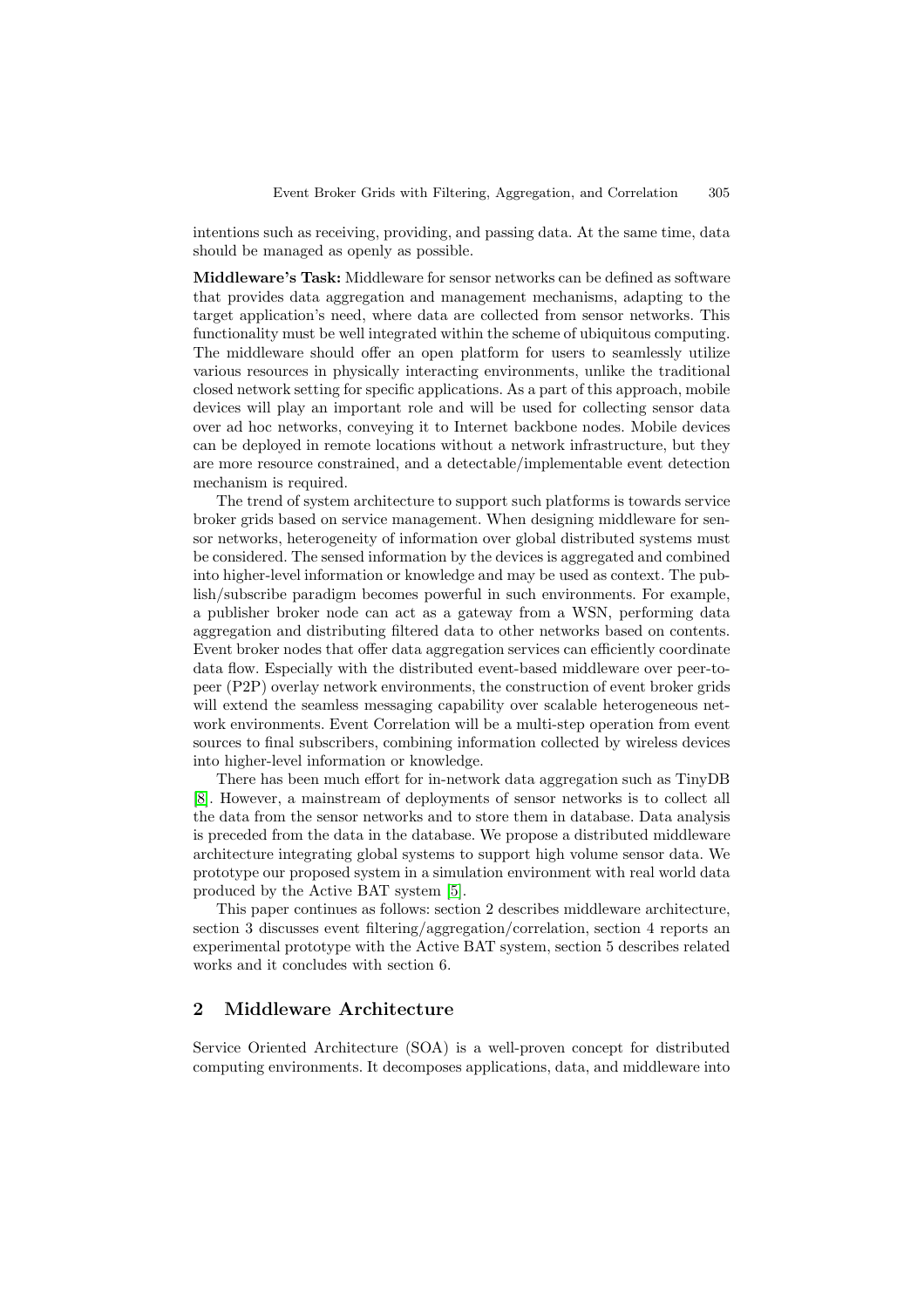intentions such as receiving, providing, and passing data. At the same time, data should be managed as openly as possible.

**Middleware's Task:** Middleware for sensor networks can be defined as software that provides data aggregation and management mechanisms, adapting to the target application's need, where data are collected from sensor networks. This functionality must be well integrated within the scheme of ubiquitous computing. The middleware should offer an open platform for users to seamlessly utilize various resources in physically interacting environments, unlike the traditional closed network setting for specific applications. As a part of this approach, mobile devices will play an important role and will be used for collecting sensor data over ad hoc networks, conveying it to Internet backbone nodes. Mobile devices can be deployed in remote locations without a network infrastructure, but they are more resource constrained, and a detectable/implementable event detection mechanism is required.

The trend of system architecture to support such platforms is towards service broker grids based on service management. When designing middleware for sensor networks, heterogeneity of information over global distributed systems must be considered. The sensed information by the devices is aggregated and combined into higher-level information or knowledge and may be used as context. The publish/subscribe paradigm becomes powerful in such environments. For example, a publisher broker node can act as a gateway from a WSN, performing data aggregation and distributing filtered data to other networks based on contents. Event broker nodes that offer data aggregation services can efficiently coordinate data flow. Especially with the distributed event-based middleware over peer-to-peer (P2P) overlay network environments, the construction of event broker grids will extend the seamless messaging capability over scalable heterogeneous network environments. Event Correlation will be a multi-step operation from event sources to final subscribers, combining information collected by wireless devices into higher-level information or knowledge.

There has been much effort for in-network data aggregation such as TinyDB [8]. However, a mainstream of deployments of sensor networks is to collect all the data from the sensor networks and to store them in database. Data analysis is preceded from the data in the database. We propose a distributed middleware architecture integrating global systems to support high volume sensor data. We prototype our proposed system in a simulation environment with real world data produced by the Active BAT system [5].

This paper continues as follows: section 2 describes middleware architecture, section 3 discusses event filtering/aggregation/correlation, section 4 reports an experimental prototype with the Active BAT system, section 5 describes related works and it concludes with section 6.

## 2 Middleware Architecture

Service Oriented Architecture (SOA) is a well-proven concept for distributed computing environments. It decomposes applications, data, and middleware into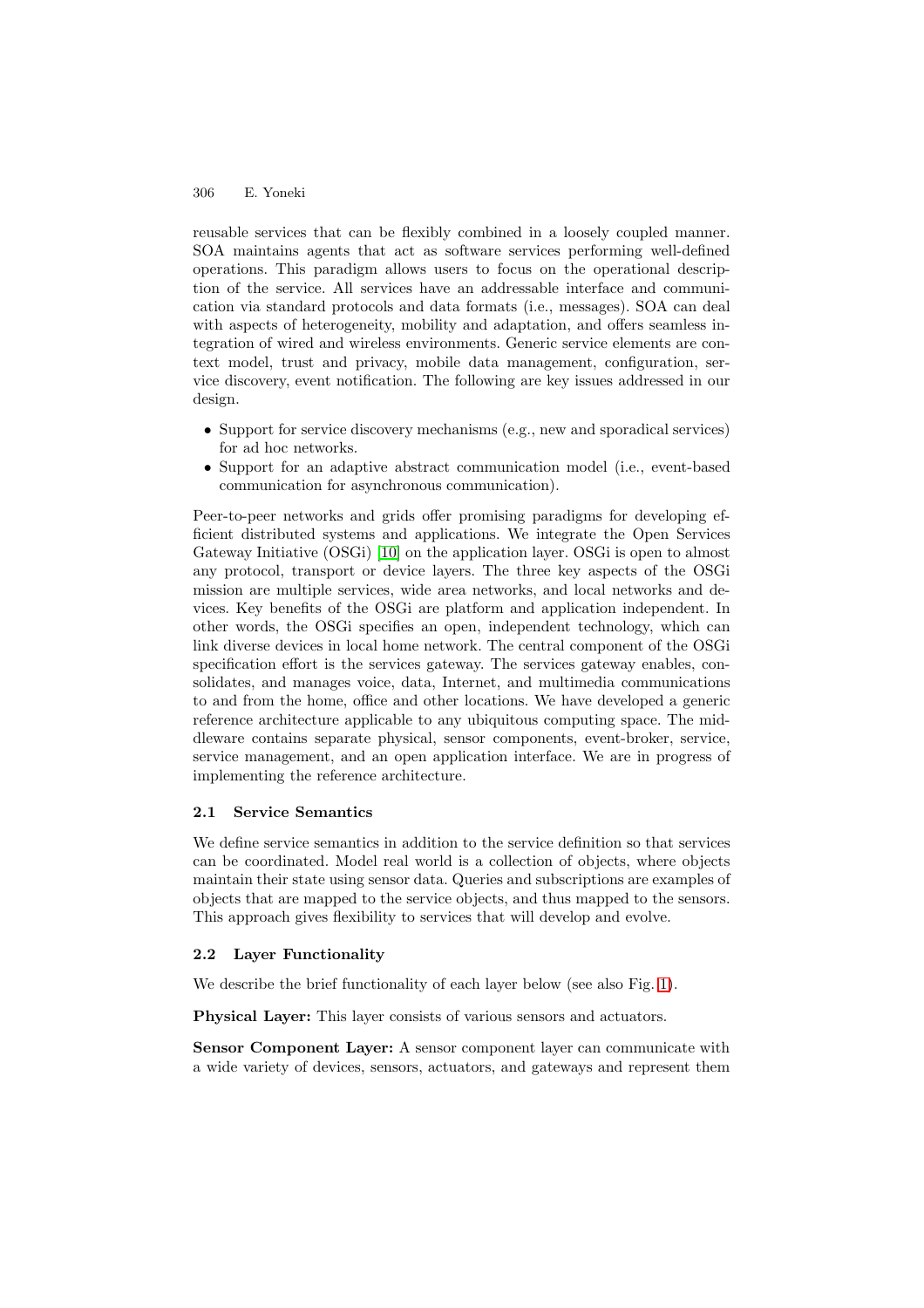reusable services that can be flexibly combined in a loosely coupled manner. SOA maintains agents that act as software services performing well-defined operations. This paradigm allows users to focus on the operational description of the service. All services have an addressable interface and communication via standard protocols and data formats (i.e., messages). SOA can deal with aspects of heterogeneity, mobility and adaptation, and offers seamless integration of wired and wireless environments. Generic service elements are context model, trust and privacy, mobile data management, configuration, service discovery, event notification. The following are key issues addressed in our design.

- Support for service discovery mechanisms (e.g., new and sporadical services) for ad hoc networks.
- Support for an adaptive abstract communication model (i.e., event-based communication for asynchronous communication).

Peer-to-peer networks and grids offer promising paradigms for developing efficient distributed systems and applications. We integrate the Open Services Gateway Initiative (OSGi) [10] on the application layer. OSGi is open to almost any protocol, transport or device layers. The three key aspects of the OSGi mission are multiple services, wide area networks, and local networks and devices. Key benefits of the OSGi are platform and application independent. In other words, the OSGi specifies an open, independent technology, which can link diverse devices in local home network. The central component of the OSGi specification effort is the services gateway. The services gateway enables, consolidates, and manages voice, data, Internet, and multimedia communications to and from the home, office and other locations. We have developed a generic reference architecture applicable to any ubiquitous computing space. The middleware contains separate physical, sensor components, event-broker, service, service management, and an open application interface. We are in progress of implementing the reference architecture.

### 2.1 Service Semantics

We define service semantics in addition to the service definition so that services can be coordinated. Model real world is a collection of objects, where objects maintain their state using sensor data. Queries and subscriptions are examples of objects that are mapped to the service objects, and thus mapped to the sensors. This approach gives flexibility to services that will develop and evolve.

### 2.2 Layer Functionality

We describe the brief functionality of each layer below (see also Fig. 1).

**Physical Layer:** This layer consists of various sensors and actuators.

**Sensor Component Layer:** A sensor component layer can communicate with a wide variety of devices, sensors, actuators, and gateways and represent them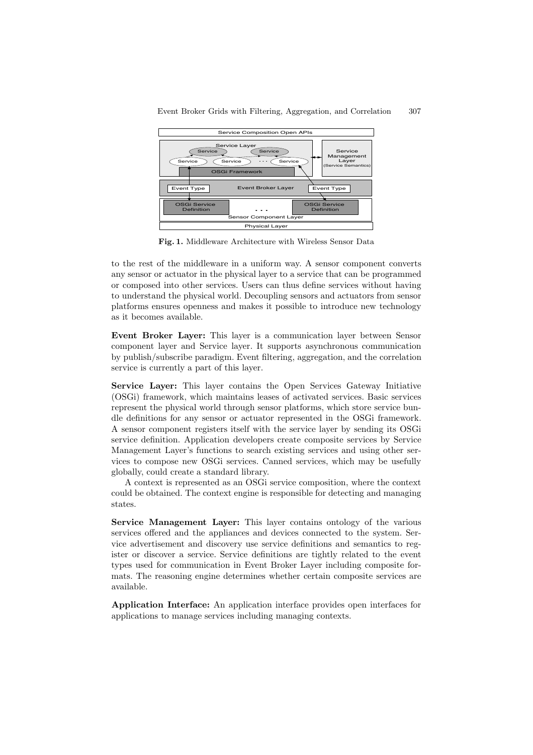**Fig. 1.** Middleware Architecture with Wireless Sensor Data

to the rest of the middleware in a uniform way. A sensor component converts any sensor or actuator in the physical layer to a service that can be programmed or composed into other services. Users can thus define services without having to understand the physical world. Decoupling sensors and actuators from sensor platforms ensures openness and makes it possible to introduce new technology as it becomes available.

**Event Broker Layer:** This layer is a communication layer between Sensor component layer and Service layer. It supports asynchronous communication by publish/subscribe paradigm. Event filtering, aggregation, and the correlation service is currently a part of this layer.

**Service Layer:** This layer contains the Open Services Gateway Initiative (OSGi) framework, which maintains leases of activated services. Basic services represent the physical world through sensor platforms, which store service bundle definitions for any sensor or actuator represented in the OSGi framework. A sensor component registers itself with the service layer by sending its OSGi service definition. Application developers create composite services by Service Management Layer's functions to search existing services and using other services to compose new OSGi services. Canned services, which may be usefully globally, could create a standard library.

A context is represented as an OSGi service composition, where the context could be obtained. The context engine is responsible for detecting and managing states.

**Service Management Layer:** This layer contains ontology of the various services offered and the appliances and devices connected to the system. Service advertisement and discovery use service definitions and semantics to register or discover a service. Service definitions are tightly related to the event types used for communication in Event Broker Layer including composite formats. The reasoning engine determines whether certain composite services are available.

**Application Interface:** An application interface provides open interfaces for applications to manage services including managing contexts.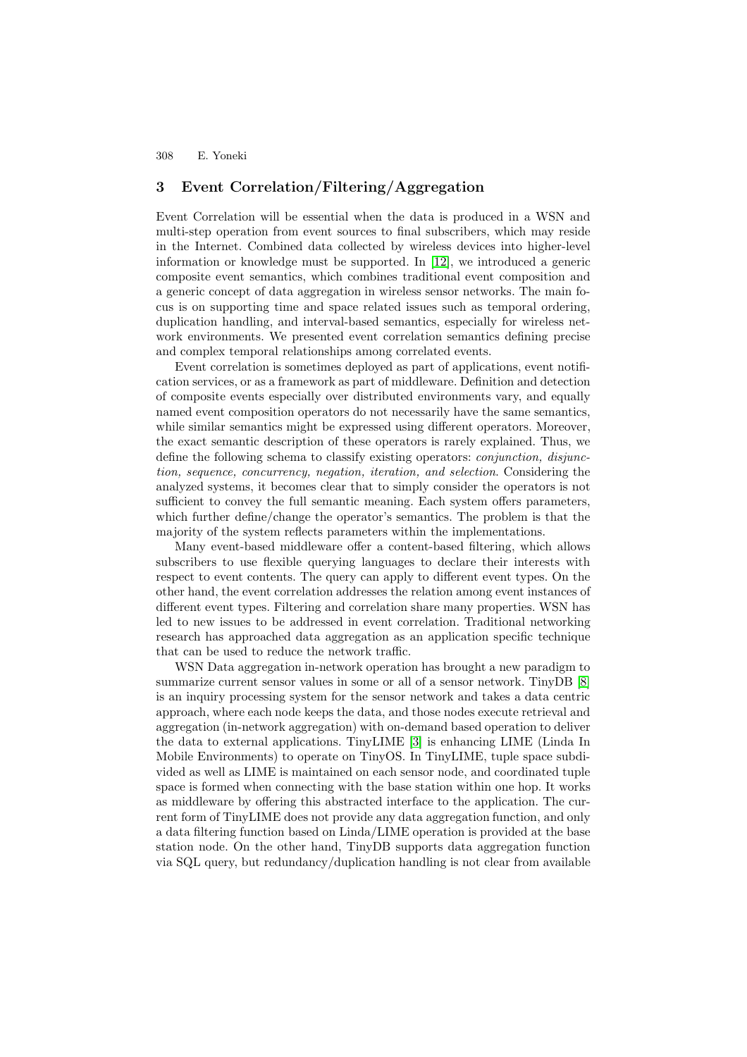## 3 Event Correlation/Filtering/Aggregation

Event Correlation will be essential when the data is produced in a WSN and multi-step operation from event sources to final subscribers, which may reside in the Internet. Combined data collected by wireless devices into higher-level information or knowledge must be supported. In [12], we introduced a generic composite event semantics, which combines traditional event composition and a generic concept of data aggregation in wireless sensor networks. The main focus is on supporting time and space related issues such as temporal ordering, duplication handling, and interval-based semantics, especially for wireless network environments. We presented event correlation semantics defining precise and complex temporal relationships among correlated events.

Event correlation is sometimes deployed as part of applications, event notification services, or as a framework as part of middleware. Definition and detection of composite events especially over distributed environments vary, and equally named event composition operators do not necessarily have the same semantics, while similar semantics might be expressed using different operators. Moreover, the exact semantic description of these operators is rarely explained. Thus, we define the following schema to classify existing operators: *conjunction, disjunction, sequence, concurrency, negation, iteration, and selection*. Considering the analyzed systems, it becomes clear that to simply consider the operators is not sufficient to convey the full semantic meaning. Each system offers parameters, which further define/change the operator's semantics. The problem is that the majority of the system reflects parameters within the implementations.

Many event-based middleware offer a content-based filtering, which allows subscribers to use flexible querying languages to declare their interests with respect to event contents. The query can apply to different event types. On the other hand, the event correlation addresses the relation among event instances of different event types. Filtering and correlation share many properties. WSN has led to new issues to be addressed in event correlation. Traditional networking research has approached data aggregation as an application specific technique that can be used to reduce the network traffic.

WSN Data aggregation in-network operation has brought a new paradigm to summarize current sensor values in some or all of a sensor network. TinyDB [8] is an inquiry processing system for the sensor network and takes a data centric approach, where each node keeps the data, and those nodes execute retrieval and aggregation (in-network aggregation) with on-demand based operation to deliver the data to external applications. TinyLIME [3] is enhancing LIME (Linda In Mobile Environments) to operate on TinyOS. In TinyLIME, tuple space subdivided as well as LIME is maintained on each sensor node, and coordinated tuple space is formed when connecting with the base station within one hop. It works as middleware by offering this abstracted interface to the application. The current form of TinyLIME does not provide any data aggregation function, and only a data filtering function based on Linda/LIME operation is provided at the base station node. On the other hand, TinyDB supports data aggregation function via SQL query, but redundancy/duplication handling is not clear from available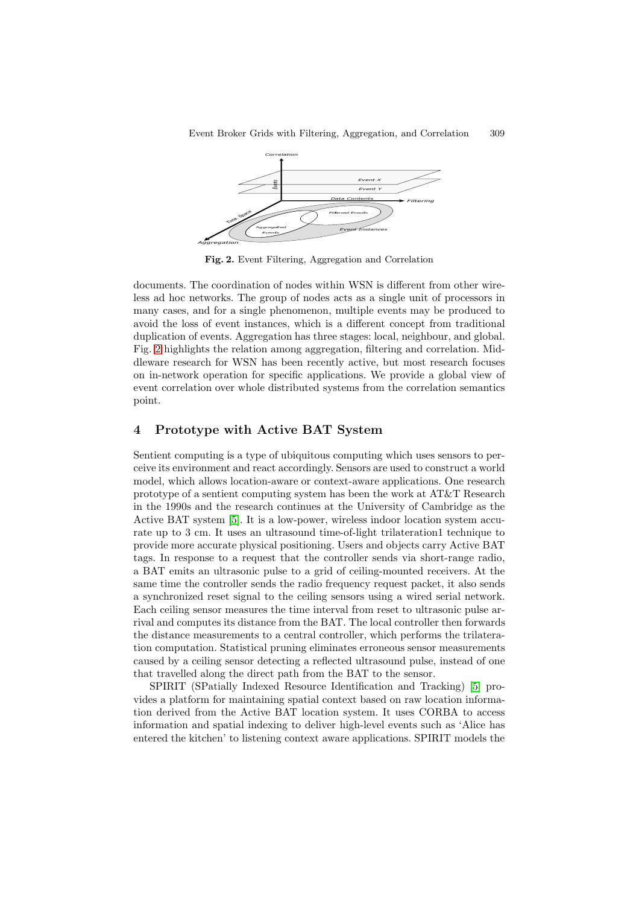Fig. 2. Event Filtering, Aggregation and Correlation

documents. The coordination of nodes within WSN is different from other wireless ad hoc networks. The group of nodes acts as a single unit of processors in many cases, and for a single phenomenon, multiple events may be produced to avoid the loss of event instances, which is a different concept from traditional duplication of events. Aggregation has three stages: local, neighbour, and global. Fig. 2 highlights the relation among aggregation, filtering and correlation. Middleware research for WSN has been recently active, but most research focuses on in-network operation for specific applications. We provide a global view of event correlation over whole distributed systems from the correlation semantics point.

## 4 Prototype with Active BAT System

Sentient computing is a type of ubiquitous computing which uses sensors to perceive its environment and react accordingly. Sensors are used to construct a world model, which allows location-aware or context-aware applications. One research prototype of a sentient computing system has been the work at AT&T Research in the 1990s and the research continues at the University of Cambridge as the Active BAT system [5]. It is a low-power, wireless indoor location system accurate up to 3 cm. It uses an ultrasound time-of-light trilateration1 technique to provide more accurate physical positioning. Users and objects carry Active BAT tags. In response to a request that the controller sends via short-range radio, a BAT emits an ultrasonic pulse to a grid of ceiling-mounted receivers. At the same time the controller sends the radio frequency request packet, it also sends a synchronized reset signal to the ceiling sensors using a wired serial network. Each ceiling sensor measures the time interval from reset to ultrasonic pulse arrival and computes its distance from the BAT. The local controller then forwards the distance measurements to a central controller, which performs the trilateration computation. Statistical pruning eliminates erroneous sensor measurements caused by a ceiling sensor detecting a reflected ultrasound pulse, instead of one that travelled along the direct path from the BAT to the sensor.

SPIRIT (SPatially Indexed Resource Identification and Tracking) [5] provides a platform for maintaining spatial context based on raw location information derived from the Active BAT location system. It uses CORBA to access information and spatial indexing to deliver high-level events such as 'Alice has entered the kitchen' to listening context aware applications. SPIRIT models the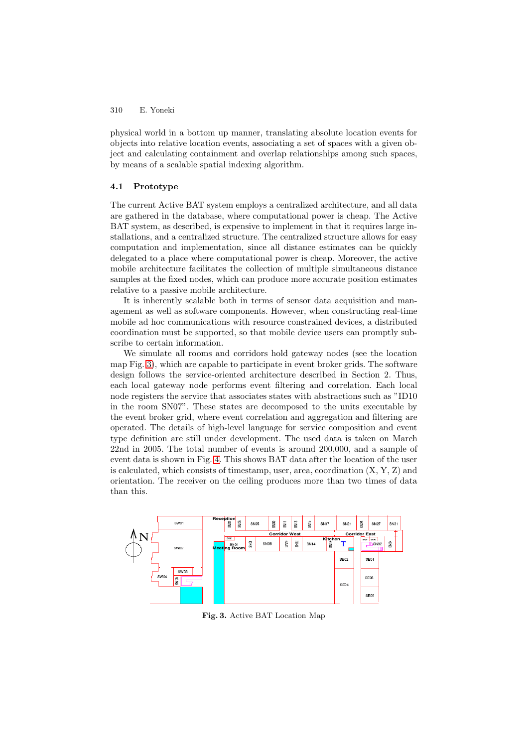physical world in a bottom up manner, translating absolute location events for objects into relative location events, associating a set of spaces with a given object and calculating containment and overlap relationships among such spaces, by means of a scalable spatial indexing algorithm.

### 4.1 Prototype

The current Active BAT system employs a centralized architecture, and all data are gathered in the database, where computational power is cheap. The Active BAT system, as described, is expensive to implement in that it requires large installations, and a centralized structure. The centralized structure allows for easy computation and implementation, since all distance estimates can be quickly delegated to a place where computational power is cheap. Moreover, the active mobile architecture facilitates the collection of multiple simultaneous distance samples at the fixed nodes, which can produce more accurate position estimates relative to a passive mobile architecture.

It is inherently scalable both in terms of sensor data acquisition and management as well as software components. However, when constructing real-time mobile ad hoc communications with resource constrained devices, a distributed coordination must be supported, so that mobile device users can promptly subscribe to certain information.

We simulate all rooms and corridors hold gateway nodes (see the location map Fig. 3), which are capable to participate in event broker grids. The software design follows the service-oriented architecture described in Section 2. Thus, each local gateway node performs event filtering and correlation. Each local node registers the service that associates states with abstractions such as "ID10 in the room SN07". These states are decomposed to the units executable by the event broker grid, where event correlation and aggregation and filtering are operated. The details of high-level language for service composition and event type definition are still under development. The used data is taken on March 22nd in 2005. The total number of events is around 200,000, and a sample of event data is shown in Fig. 4. This shows BAT data after the location of the user is calculated, which consists of timestamp, user, area, coordination (X, Y, Z) and orientation. The receiver on the ceiling produces more than two times of data than this.

**Fig. 3.** Active BAT Location Map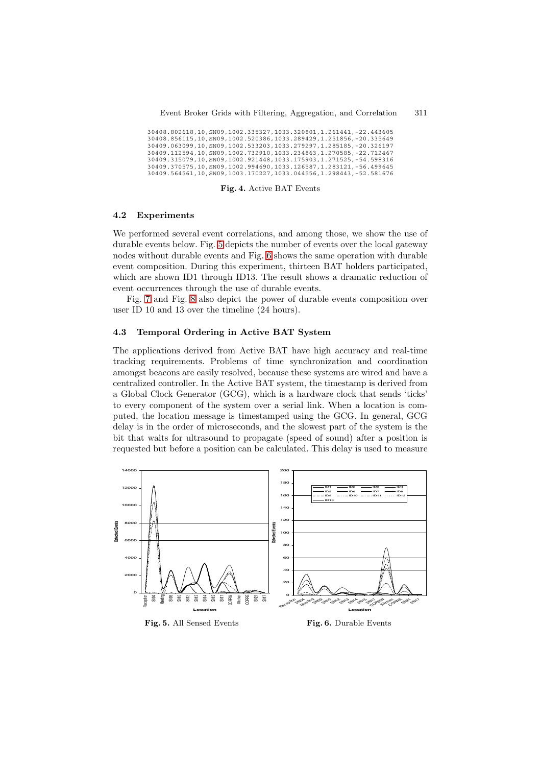```
30408.802618,10,SN09,1002.335327,1033.320801,1.261441,-22.443605
30408.856115,10,SN09,1002.520386,1033.289429,1.251856,-20.335649
30409.063099,10,SN09,1002.533203,1033.279297,1.285185,-20.326197
30409.112594,10,SN09,1002.732910,1033.234863,1.270585,-22.712467
30409.315079,10,SN09,1002.921448,1033.175903,1.271525,-54.598316
30409.370575,10,SN09,1002.994690,1033.126587,1.283121,-56.499645
30409.564561,10,SN09,1003.170227,1033.044556,1.298443,-52.581676
```

**Fig. 4.** Active BAT Events

### 4.2 Experiments

We performed several event correlations, and among those, we show the use of durable events below. Fig. 5 depicts the number of events over the local gateway nodes without durable events and Fig. 6 shows the same operation with durable event composition. During this experiment, thirteen BAT holders participated, which are shown ID1 through ID13. The result shows a dramatic reduction of event occurrences through the use of durable events.

Fig. 7 and Fig. 8 also depict the power of durable events composition over user ID 10 and 13 over the timeline (24 hours).

### 4.3 Temporal Ordering in Active BAT System

The applications derived from Active BAT have high accuracy and real-time tracking requirements. Problems of time synchronization and coordination amongst beacons are easily resolved, because these systems are wired and have a centralized controller. In the Active BAT system, the timestamp is derived from a Global Clock Generator (GCG), which is a hardware clock that sends 'ticks' to every component of the system over a serial link. When a location is computed, the location message is timestamped using the GCG. In general, GCG delay is in the order of microseconds, and the slowest part of the system is the bit that waits for ultrasound to propagate (speed of sound) after a position is requested but before a position can be calculated. This delay is used to measure

**Fig. 5.** All Sensed Events

**Fig. 6.** Durable Events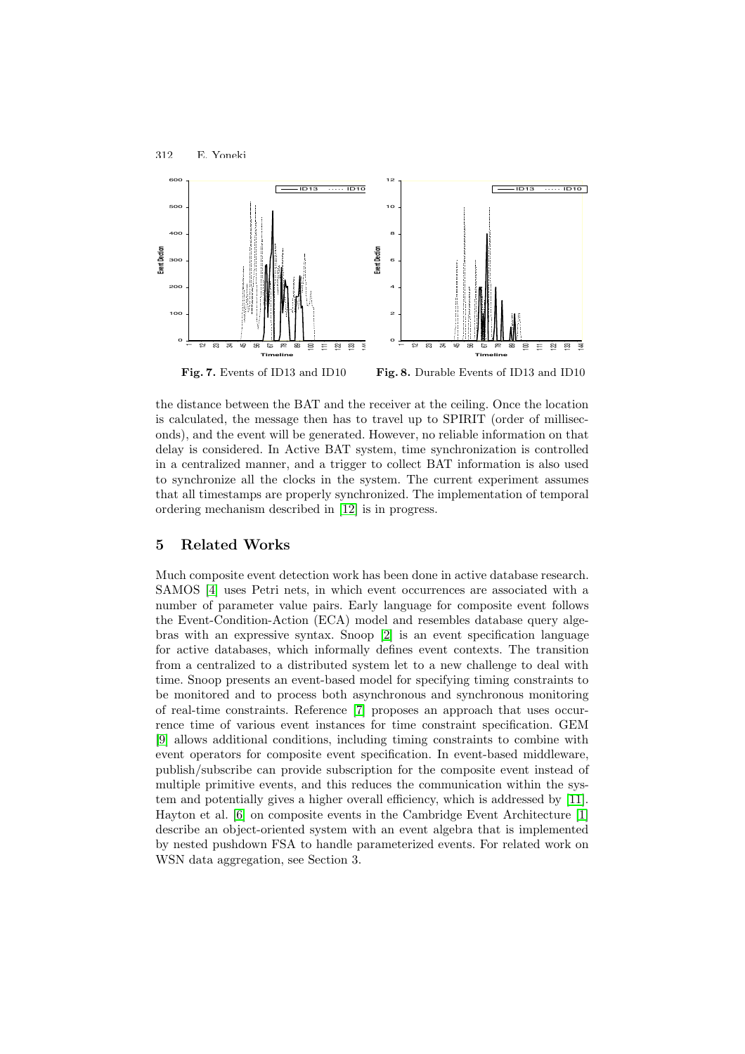Fig. 7. Events of ID13 and ID10

Fig. 8. Durable Events of ID13 and ID10

the distance between the BAT and the receiver at the ceiling. Once the location is calculated, the message then has to travel up to SPIRIT (order of milliseconds), and the event will be generated. However, no reliable information on that delay is considered. In Active BAT system, time synchronization is controlled in a centralized manner, and a trigger to collect BAT information is also used to synchronize all the clocks in the system. The current experiment assumes that all timestamps are properly synchronized. The implementation of temporal ordering mechanism described in [12] is in progress.

## 5 Related Works

Much composite event detection work has been done in active database research. SAMOS [4] uses Petri nets, in which event occurrences are associated with a number of parameter value pairs. Early language for composite event follows the Event-Condition-Action (ECA) model and resembles database query algebras with an expressive syntax. Snoop [2] is an event specification language for active databases, which informally defines event contexts. The transition from a centralized to a distributed system let to a new challenge to deal with time. Snoop presents an event-based model for specifying timing constraints to be monitored and to process both asynchronous and synchronous monitoring of real-time constraints. Reference [7] proposes an approach that uses occurrence time of various event instances for time constraint specification. GEM [9] allows additional conditions, including timing constraints to combine with event operators for composite event specification. In event-based middleware, publish/subscribe can provide subscription for the composite event instead of multiple primitive events, and this reduces the communication within the system and potentially gives a higher overall efficiency, which is addressed by [11]. Hayton et al. [6] on composite events in the Cambridge Event Architecture [1] describe an object-oriented system with an event algebra that is implemented by nested pushdown FSA to handle parameterized events. For related work on WSN data aggregation, see Section 3.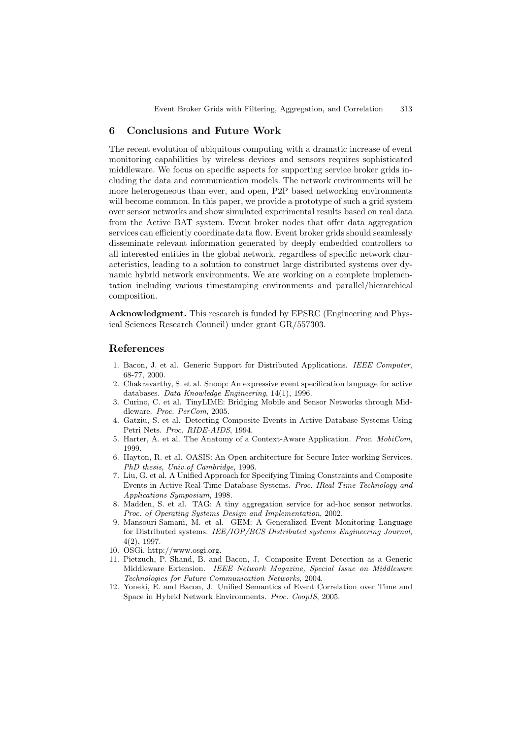## 6 Conclusions and Future Work

The recent evolution of ubiquitous computing with a dramatic increase of event monitoring capabilities by wireless devices and sensors requires sophisticated middleware. We focus on specific aspects for supporting service broker grids including the data and communication models. The network environments will be more heterogeneous than ever, and open, P2P based networking environments will become common. In this paper, we provide a prototype of such a grid system over sensor networks and show simulated experimental results based on real data from the Active BAT system. Event broker nodes that offer data aggregation services can efficiently coordinate data flow. Event broker grids should seamlessly disseminate relevant information generated by deeply embedded controllers to all interested entities in the global network, regardless of specific network characteristics, leading to a solution to construct large distributed systems over dynamic hybrid network environments. We are working on a complete implementation including various timestamping environments and parallel/hierarchical composition.

**Acknowledgment.** This research is funded by EPSRC (Engineering and Physical Sciences Research Council) under grant GR/557303.

## References

1. Bacon, J. et al. Generic Support for Distributed Applications. *IEEE Computer*, 68-77, 2000.
2. Chakravarthy, S. et al. Snoop: An expressive event specification language for active databases. *Data Knowledge Engineering*, 14(1), 1996.
3. Curino, C. et al. TinyLIME: Bridging Mobile and Sensor Networks through Middleware. *Proc. PerCom*, 2005.
4. Gatziu, S. et al. Detecting Composite Events in Active Database Systems Using Petri Nets. *Proc. RIDE-AIDS*, 1994.
5. Harter, A. et al. The Anatomy of a Context-Aware Application. *Proc. MobiCom*, 1999.
6. Hayton, R. et al. OASIS: An Open architecture for Secure Inter-working Services. *PhD thesis, Univ.of Cambridge*, 1996.
7. Liu, G. et al. A Unified Approach for Specifying Timing Constraints and Composite Events in Active Real-Time Database Systems. *Proc. IReal-Time Technology and Applications Symposium*, 1998.
8. Madden, S. et al. TAG: A tiny aggregation service for ad-hoc sensor networks. *Proc. of Operating Systems Design and Implementation*, 2002.
9. Mansouri-Samani, M. et al. GEM: A Generalized Event Monitoring Language for Distributed systems. *IEE/IOP/BCS Distributed systems Engineering Journal*, 4(2), 1997.
10. OSGi, http://www.osgi.org.
11. Pietzuch, P. Shand, B. and Bacon, J. Composite Event Detection as a Generic Middleware Extension. *IEEE Network Magazine, Special Issue on Middleware Technologies for Future Communication Networks*, 2004.
12. Yoneki, E. and Bacon, J. Unified Semantics of Event Correlation over Time and Space in Hybrid Network Environments. *Proc. CoopIS*, 2005.